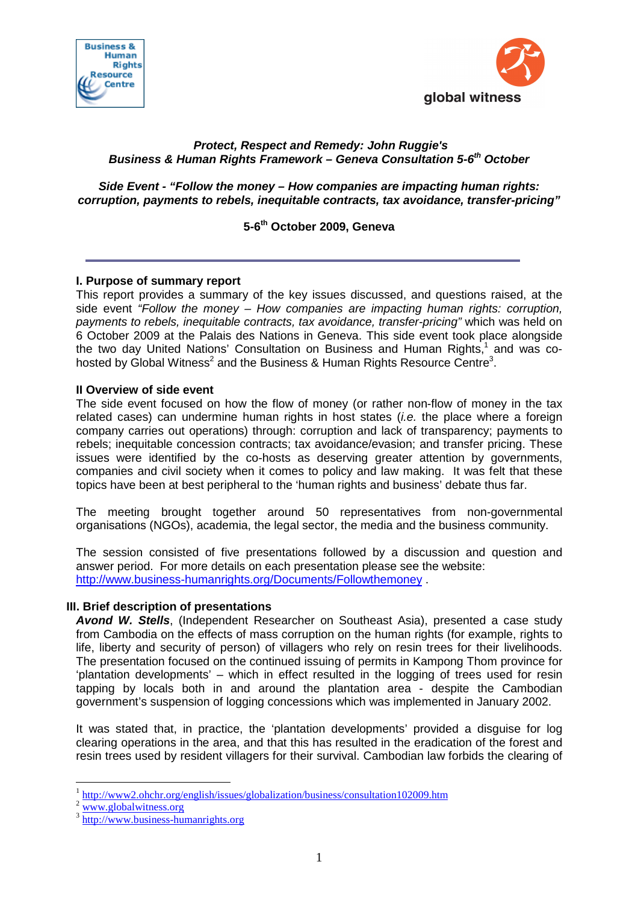**Protect, Respect and Remedy: John Ruggie's Business & Human Rights Framework – Geneva Consultation 5-6th October**

**Side Event - "Follow the money – How companies are impacting human rights: corruption, payments to rebels, inequitable contracts, tax avoidance, transfer-pricing"**

**5-6th October 2009, Geneva**

---

## I. Purpose of summary report

This report provides a summary of the key issues discussed, and questions raised, at the side event *"Follow the money – How companies are impacting human rights: corruption, payments to rebels, inequitable contracts, tax avoidance, transfer-pricing"* which was held on 6 October 2009 at the Palais des Nations in Geneva. This side event took place alongside the two day United Nations' Consultation on Business and Human Rights,[1] and was co-hosted by Global Witness[2] and the Business & Human Rights Resource Centre[3].

## II Overview of side event

The side event focused on how the flow of money (or rather non-flow of money in the tax related cases) can undermine human rights in host states (*i.e.* the place where a foreign company carries out operations) through: corruption and lack of transparency; payments to rebels; inequitable concession contracts; tax avoidance/evasion; and transfer pricing. These issues were identified by the co-hosts as deserving greater attention by governments, companies and civil society when it comes to policy and law making. It was felt that these topics have been at best peripheral to the 'human rights and business' debate thus far.

The meeting brought together around 50 representatives from non-governmental organisations (NGOs), academia, the legal sector, the media and the business community.

The session consisted of five presentations followed by a discussion and question and answer period. For more details on each presentation please see the website: http://www.business-humanrights.org/Documents/Followthemoney .

## III. Brief description of presentations

***Avond W. Stells***, (Independent Researcher on Southeast Asia), presented a case study from Cambodia on the effects of mass corruption on the human rights (for example, rights to life, liberty and security of person) of villagers who rely on resin trees for their livelihoods. The presentation focused on the continued issuing of permits in Kampong Thom province for 'plantation developments' – which in effect resulted in the logging of trees used for resin tapping by locals both in and around the plantation area - despite the Cambodian government's suspension of logging concessions which was implemented in January 2002.

It was stated that, in practice, the 'plantation developments' provided a disguise for log clearing operations in the area, and that this has resulted in the eradication of the forest and resin trees used by resident villagers for their survival. Cambodian law forbids the clearing of

---

[1] http://www2.ohchr.org/english/issues/globalization/business/consultation102009.htm
[2] www.globalwitness.org
[3] http://www.business-humanrights.org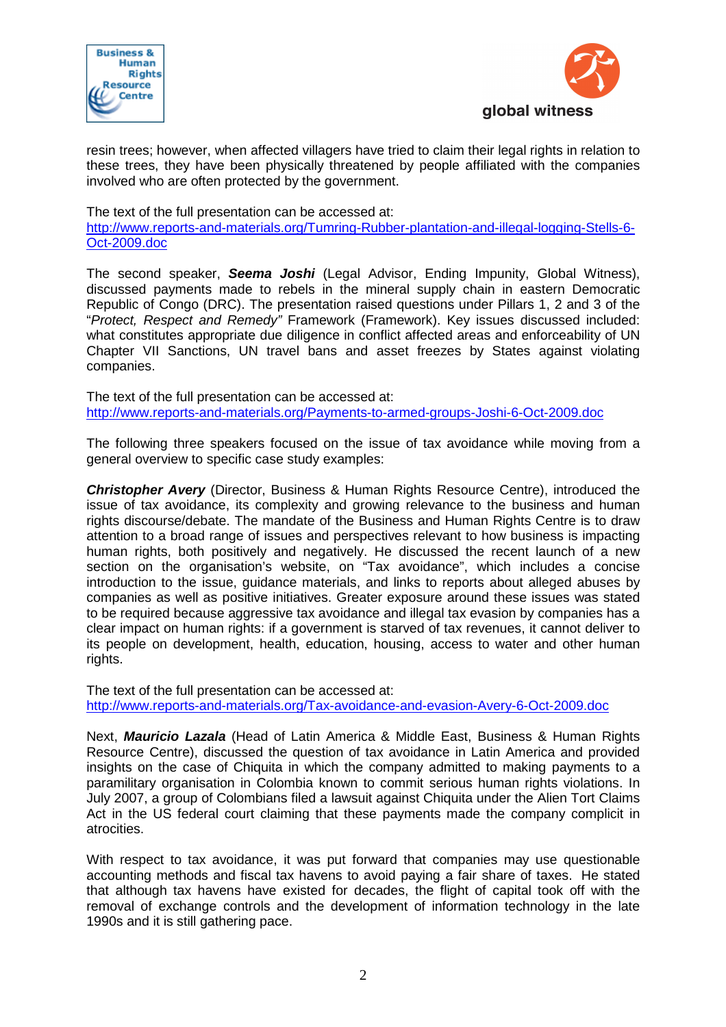resin trees; however, when affected villagers have tried to claim their legal rights in relation to these trees, they have been physically threatened by people affiliated with the companies involved who are often protected by the government.

The text of the full presentation can be accessed at:
http://www.reports-and-materials.org/Tumring-Rubber-plantation-and-illegal-logging-Stells-6-Oct-2009.doc

The second speaker, ***Seema Joshi*** (Legal Advisor, Ending Impunity, Global Witness), discussed payments made to rebels in the mineral supply chain in eastern Democratic Republic of Congo (DRC). The presentation raised questions under Pillars 1, 2 and 3 of the "*Protect, Respect and Remedy"* Framework (Framework). Key issues discussed included: what constitutes appropriate due diligence in conflict affected areas and enforceability of UN Chapter VII Sanctions, UN travel bans and asset freezes by States against violating companies.

The text of the full presentation can be accessed at:
http://www.reports-and-materials.org/Payments-to-armed-groups-Joshi-6-Oct-2009.doc

The following three speakers focused on the issue of tax avoidance while moving from a general overview to specific case study examples:

***Christopher Avery*** (Director, Business & Human Rights Resource Centre), introduced the issue of tax avoidance, its complexity and growing relevance to the business and human rights discourse/debate. The mandate of the Business and Human Rights Centre is to draw attention to a broad range of issues and perspectives relevant to how business is impacting human rights, both positively and negatively. He discussed the recent launch of a new section on the organisation's website, on "Tax avoidance", which includes a concise introduction to the issue, guidance materials, and links to reports about alleged abuses by companies as well as positive initiatives. Greater exposure around these issues was stated to be required because aggressive tax avoidance and illegal tax evasion by companies has a clear impact on human rights: if a government is starved of tax revenues, it cannot deliver to its people on development, health, education, housing, access to water and other human rights.

The text of the full presentation can be accessed at:
http://www.reports-and-materials.org/Tax-avoidance-and-evasion-Avery-6-Oct-2009.doc

Next, ***Mauricio Lazala*** (Head of Latin America & Middle East, Business & Human Rights Resource Centre), discussed the question of tax avoidance in Latin America and provided insights on the case of Chiquita in which the company admitted to making payments to a paramilitary organisation in Colombia known to commit serious human rights violations. In July 2007, a group of Colombians filed a lawsuit against Chiquita under the Alien Tort Claims Act in the US federal court claiming that these payments made the company complicit in atrocities.

With respect to tax avoidance, it was put forward that companies may use questionable accounting methods and fiscal tax havens to avoid paying a fair share of taxes. He stated that although tax havens have existed for decades, the flight of capital took off with the removal of exchange controls and the development of information technology in the late 1990s and it is still gathering pace.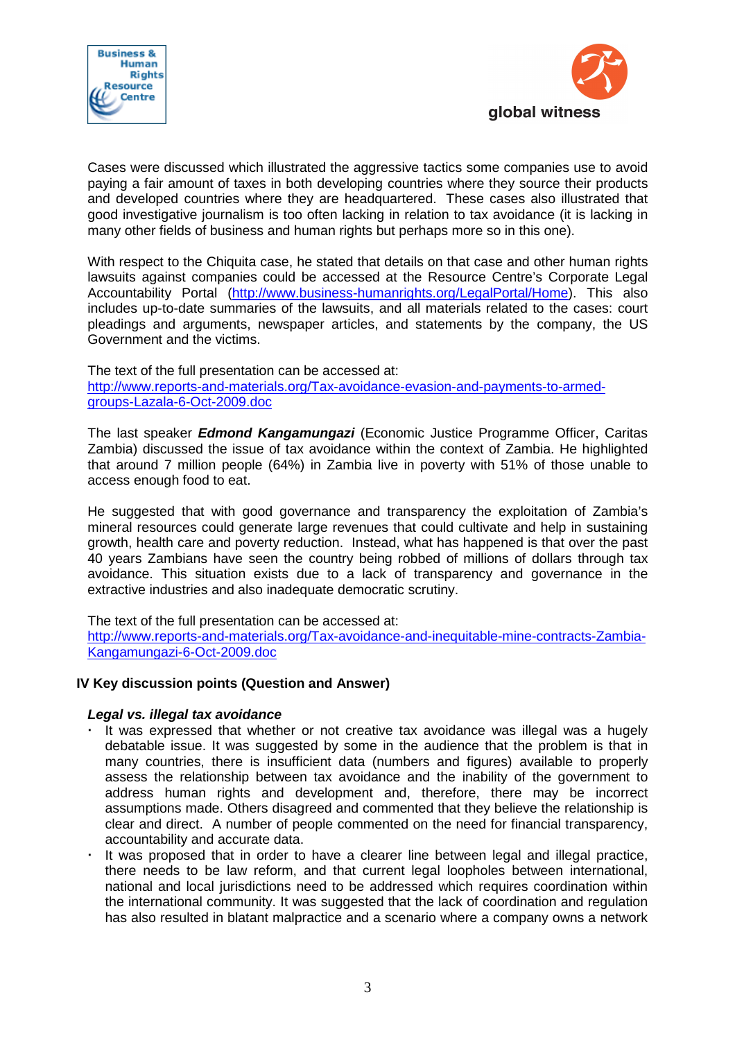Cases were discussed which illustrated the aggressive tactics some companies use to avoid paying a fair amount of taxes in both developing countries where they source their products and developed countries where they are headquartered. These cases also illustrated that good investigative journalism is too often lacking in relation to tax avoidance (it is lacking in many other fields of business and human rights but perhaps more so in this one).

With respect to the Chiquita case, he stated that details on that case and other human rights lawsuits against companies could be accessed at the Resource Centre's Corporate Legal Accountability Portal (http://www.business-humanrights.org/LegalPortal/Home). This also includes up-to-date summaries of the lawsuits, and all materials related to the cases: court pleadings and arguments, newspaper articles, and statements by the company, the US Government and the victims.

The text of the full presentation can be accessed at:
http://www.reports-and-materials.org/Tax-avoidance-evasion-and-payments-to-armed-groups-Lazala-6-Oct-2009.doc

The last speaker ***Edmond Kangamungazi*** (Economic Justice Programme Officer, Caritas Zambia) discussed the issue of tax avoidance within the context of Zambia. He highlighted that around 7 million people (64%) in Zambia live in poverty with 51% of those unable to access enough food to eat.

He suggested that with good governance and transparency the exploitation of Zambia's mineral resources could generate large revenues that could cultivate and help in sustaining growth, health care and poverty reduction. Instead, what has happened is that over the past 40 years Zambians have seen the country being robbed of millions of dollars through tax avoidance. This situation exists due to a lack of transparency and governance in the extractive industries and also inadequate democratic scrutiny.

The text of the full presentation can be accessed at:
http://www.reports-and-materials.org/Tax-avoidance-and-inequitable-mine-contracts-Zambia-Kangamungazi-6-Oct-2009.doc

### IV Key discussion points (Question and Answer)

***Legal vs. illegal tax avoidance***

- It was expressed that whether or not creative tax avoidance was illegal was a hugely debatable issue. It was suggested by some in the audience that the problem is that in many countries, there is insufficient data (numbers and figures) available to properly assess the relationship between tax avoidance and the inability of the government to address human rights and development and, therefore, there may be incorrect assumptions made. Others disagreed and commented that they believe the relationship is clear and direct. A number of people commented on the need for financial transparency, accountability and accurate data.
- It was proposed that in order to have a clearer line between legal and illegal practice, there needs to be law reform, and that current legal loopholes between international, national and local jurisdictions need to be addressed which requires coordination within the international community. It was suggested that the lack of coordination and regulation has also resulted in blatant malpractice and a scenario where a company owns a network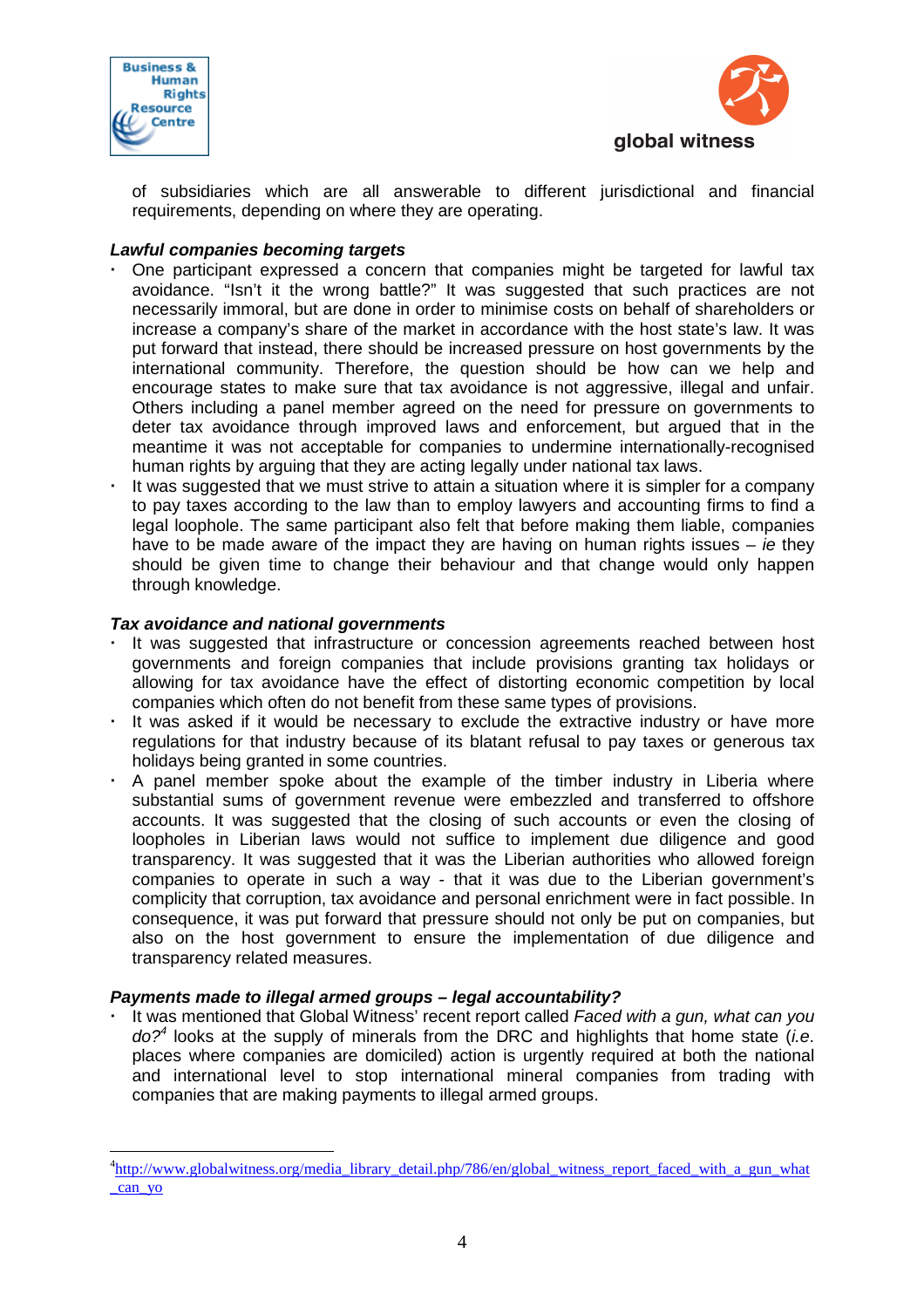of subsidiaries which are all answerable to different jurisdictional and financial requirements, depending on where they are operating.

***Lawful companies becoming targets***

- One participant expressed a concern that companies might be targeted for lawful tax avoidance. "Isn't it the wrong battle?" It was suggested that such practices are not necessarily immoral, but are done in order to minimise costs on behalf of shareholders or increase a company's share of the market in accordance with the host state's law. It was put forward that instead, there should be increased pressure on host governments by the international community. Therefore, the question should be how can we help and encourage states to make sure that tax avoidance is not aggressive, illegal and unfair. Others including a panel member agreed on the need for pressure on governments to deter tax avoidance through improved laws and enforcement, but argued that in the meantime it was not acceptable for companies to undermine internationally-recognised human rights by arguing that they are acting legally under national tax laws.
- It was suggested that we must strive to attain a situation where it is simpler for a company to pay taxes according to the law than to employ lawyers and accounting firms to find a legal loophole. The same participant also felt that before making them liable, companies have to be made aware of the impact they are having on human rights issues – *ie* they should be given time to change their behaviour and that change would only happen through knowledge.

***Tax avoidance and national governments***

- It was suggested that infrastructure or concession agreements reached between host governments and foreign companies that include provisions granting tax holidays or allowing for tax avoidance have the effect of distorting economic competition by local companies which often do not benefit from these same types of provisions.
- It was asked if it would be necessary to exclude the extractive industry or have more regulations for that industry because of its blatant refusal to pay taxes or generous tax holidays being granted in some countries.
- A panel member spoke about the example of the timber industry in Liberia where substantial sums of government revenue were embezzled and transferred to offshore accounts. It was suggested that the closing of such accounts or even the closing of loopholes in Liberian laws would not suffice to implement due diligence and good transparency. It was suggested that it was the Liberian authorities who allowed foreign companies to operate in such a way - that it was due to the Liberian government's complicity that corruption, tax avoidance and personal enrichment were in fact possible. In consequence, it was put forward that pressure should not only be put on companies, but also on the host government to ensure the implementation of due diligence and transparency related measures.

***Payments made to illegal armed groups – legal accountability?***

- It was mentioned that Global Witness' recent report called *Faced with a gun, what can you do?*[4] looks at the supply of minerals from the DRC and highlights that home state (*i.e.* places where companies are domiciled) action is urgently required at both the national and international level to stop international mineral companies from trading with companies that are making payments to illegal armed groups.

[4] http://www.globalwitness.org/media_library_detail.php/786/en/global_witness_report_faced_with_a_gun_what_can_yo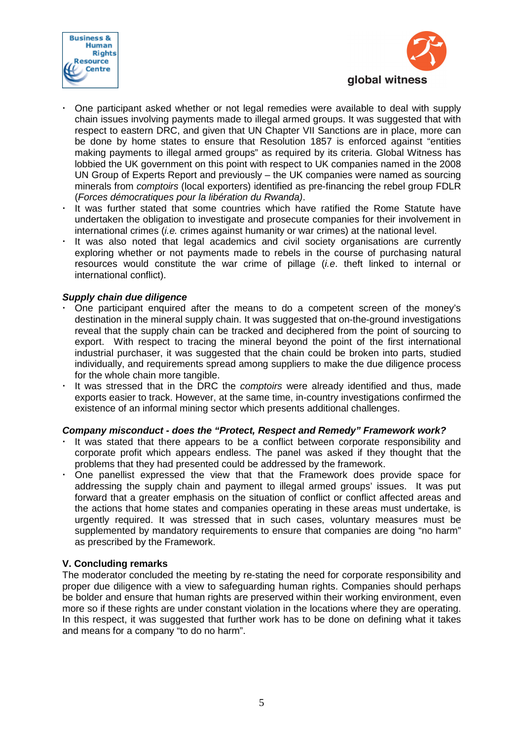- One participant asked whether or not legal remedies were available to deal with supply chain issues involving payments made to illegal armed groups. It was suggested that with respect to eastern DRC, and given that UN Chapter VII Sanctions are in place, more can be done by home states to ensure that Resolution 1857 is enforced against "entities making payments to illegal armed groups" as required by its criteria. Global Witness has lobbied the UK government on this point with respect to UK companies named in the 2008 UN Group of Experts Report and previously – the UK companies were named as sourcing minerals from *comptoirs* (local exporters) identified as pre-financing the rebel group FDLR (*Forces démocratiques pour la libération du Rwanda)*.
- It was further stated that some countries which have ratified the Rome Statute have undertaken the obligation to investigate and prosecute companies for their involvement in international crimes (*i.e.* crimes against humanity or war crimes) at the national level.
- It was also noted that legal academics and civil society organisations are currently exploring whether or not payments made to rebels in the course of purchasing natural resources would constitute the war crime of pillage (*i.e*. theft linked to internal or international conflict).

***Supply chain due diligence***

- One participant enquired after the means to do a competent screen of the money's destination in the mineral supply chain. It was suggested that on-the-ground investigations reveal that the supply chain can be tracked and deciphered from the point of sourcing to export. With respect to tracing the mineral beyond the point of the first international industrial purchaser, it was suggested that the chain could be broken into parts, studied individually, and requirements spread among suppliers to make the due diligence process for the whole chain more tangible.
- It was stressed that in the DRC the *comptoirs* were already identified and thus, made exports easier to track. However, at the same time, in-country investigations confirmed the existence of an informal mining sector which presents additional challenges.

***Company misconduct - does the "Protect, Respect and Remedy" Framework work?***

- It was stated that there appears to be a conflict between corporate responsibility and corporate profit which appears endless. The panel was asked if they thought that the problems that they had presented could be addressed by the framework.
- One panellist expressed the view that that the Framework does provide space for addressing the supply chain and payment to illegal armed groups' issues. It was put forward that a greater emphasis on the situation of conflict or conflict affected areas and the actions that home states and companies operating in these areas must undertake, is urgently required. It was stressed that in such cases, voluntary measures must be supplemented by mandatory requirements to ensure that companies are doing "no harm" as prescribed by the Framework.

**V. Concluding remarks**

The moderator concluded the meeting by re-stating the need for corporate responsibility and proper due diligence with a view to safeguarding human rights. Companies should perhaps be bolder and ensure that human rights are preserved within their working environment, even more so if these rights are under constant violation in the locations where they are operating. In this respect, it was suggested that further work has to be done on defining what it takes and means for a company "to do no harm".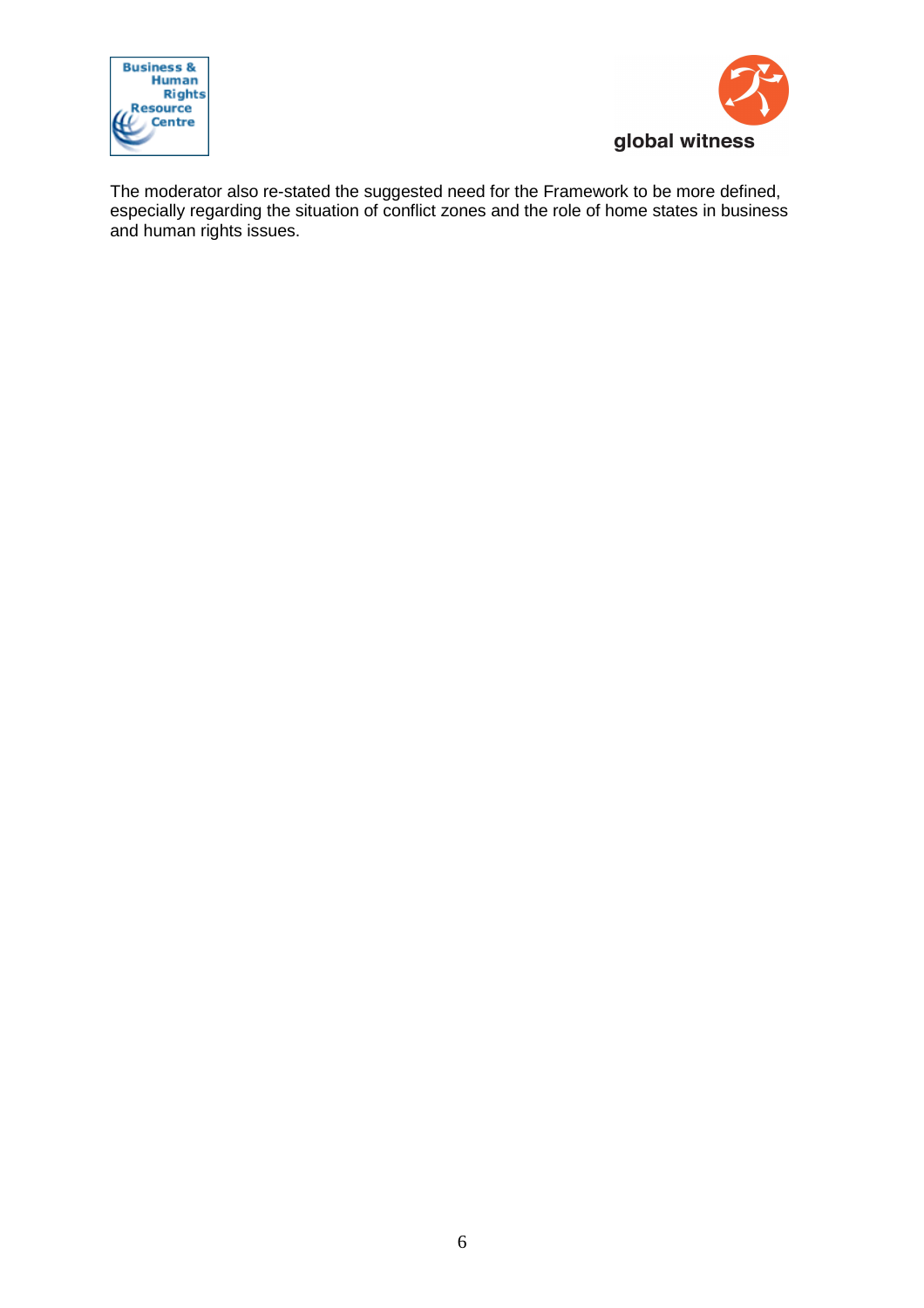The moderator also re-stated the suggested need for the Framework to be more defined, especially regarding the situation of conflict zones and the role of home states in business and human rights issues.